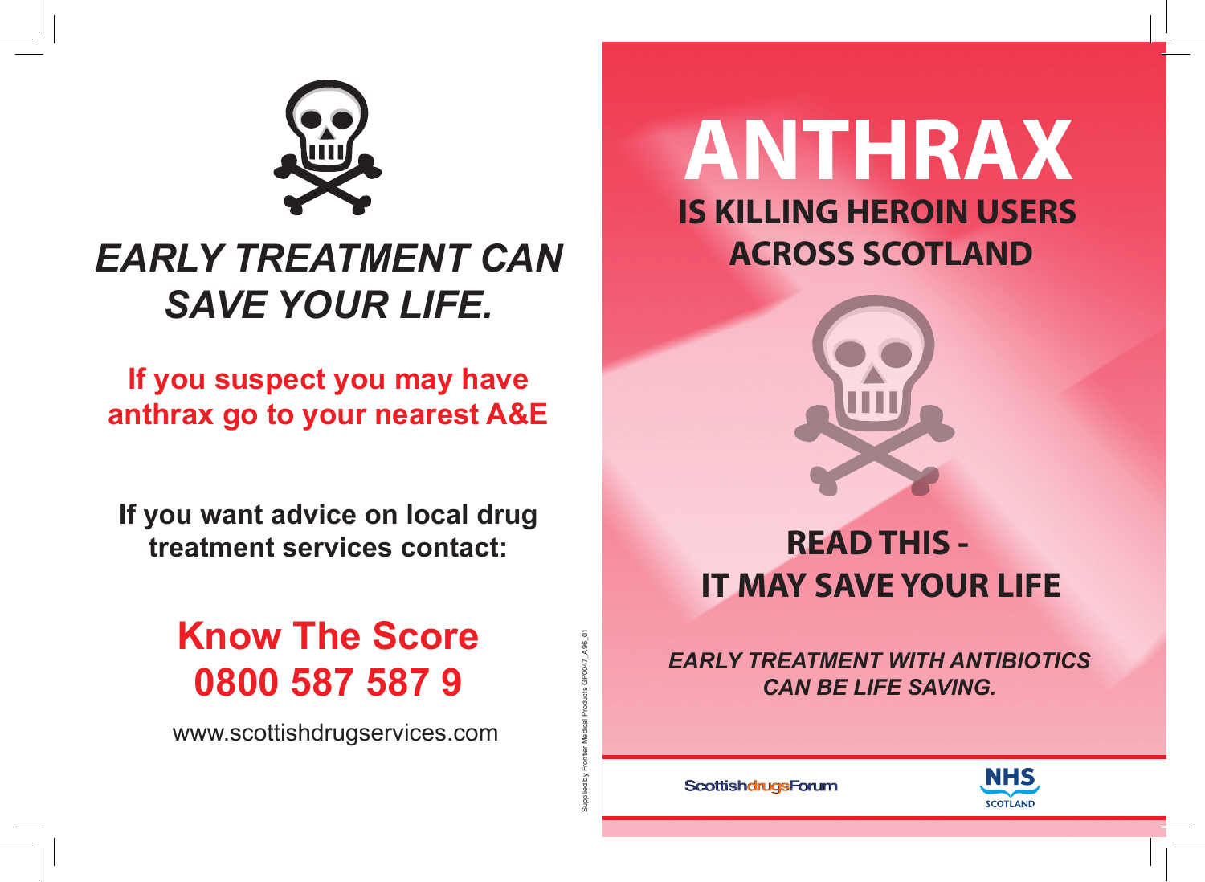*EARLY TREATMENT CAN SAVE YOUR LIFE.*

**If you suspect you may have anthrax go to your nearest A&E**

**If you want advice on local drug treatment services contact:**

**Know The Score**
**0800 587 587 9**

www.scottishdrugservices.com

Supplied by Frontier Medical Products GP0047_A96_01

# ANTHRAX

## IS KILLING HEROIN USERS ACROSS SCOTLAND

## READ THIS - IT MAY SAVE YOUR LIFE

***EARLY TREATMENT WITH ANTIBIOTICS CAN BE LIFE SAVING.***

ScottishdrugsForum

NHS SCOTLAND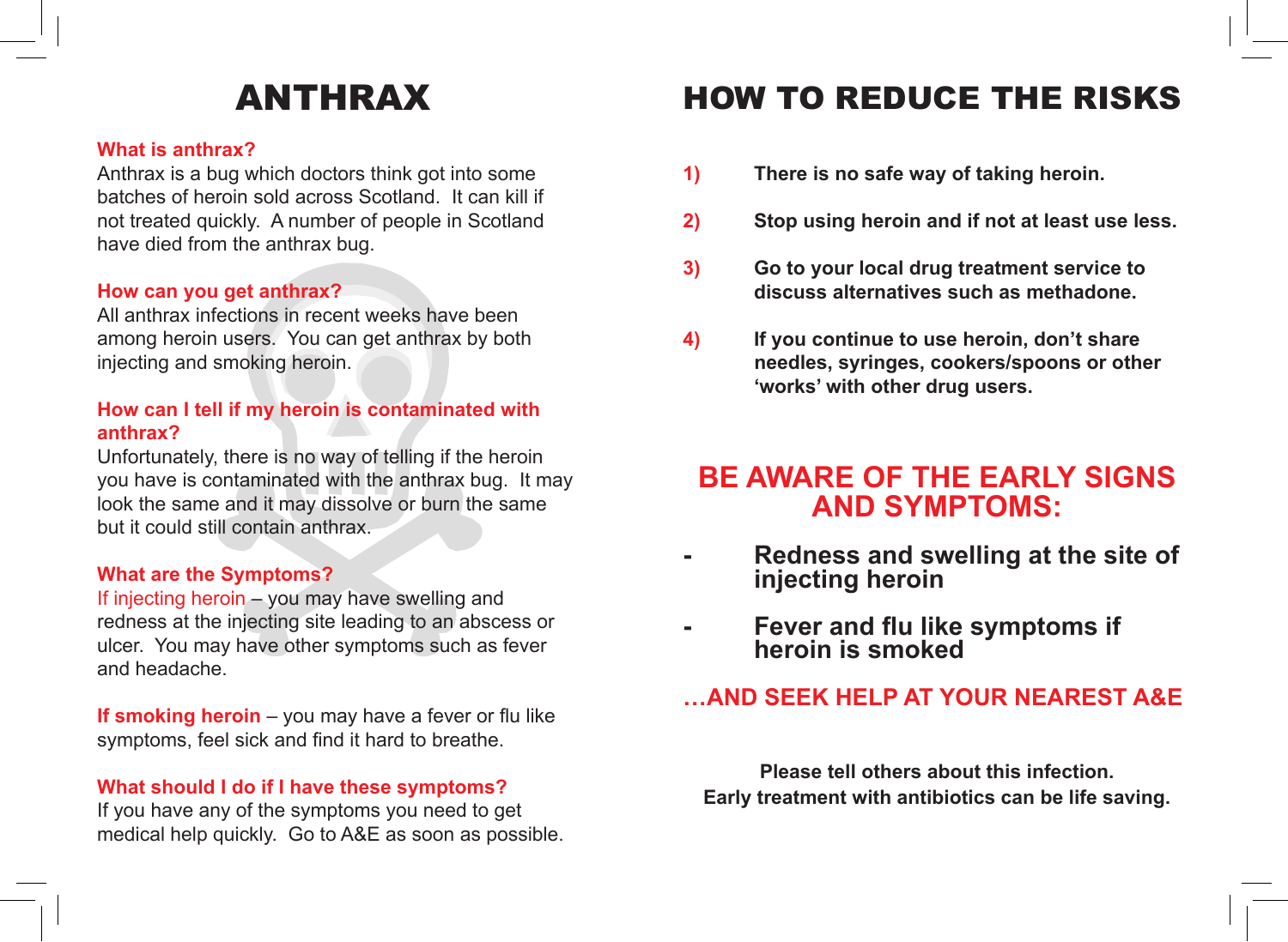# ANTHRAX

**What is anthrax?**

Anthrax is a bug which doctors think got into some batches of heroin sold across Scotland. It can kill if not treated quickly. A number of people in Scotland have died from the anthrax bug.

**How can you get anthrax?**

All anthrax infections in recent weeks have been among heroin users. You can get anthrax by both injecting and smoking heroin.

**How can I tell if my heroin is contaminated with anthrax?**

Unfortunately, there is no way of telling if the heroin you have is contaminated with the anthrax bug. It may look the same and it may dissolve or burn the same but it could still contain anthrax.

**What are the Symptoms?**

If injecting heroin – you may have swelling and redness at the injecting site leading to an abscess or ulcer. You may have other symptoms such as fever and headache.

**If smoking heroin** – you may have a fever or flu like symptoms, feel sick and find it hard to breathe.

**What should I do if I have these symptoms?**

If you have any of the symptoms you need to get medical help quickly. Go to A&E as soon as possible.

# HOW TO REDUCE THE RISKS

1) **There is no safe way of taking heroin.**
2) **Stop using heroin and if not at least use less.**
3) **Go to your local drug treatment service to discuss alternatives such as methadone.**
4) **If you continue to use heroin, don't share needles, syringes, cookers/spoons or other 'works' with other drug users.**

## BE AWARE OF THE EARLY SIGNS AND SYMPTOMS:

- **Redness and swelling at the site of injecting heroin**
- **Fever and flu like symptoms if heroin is smoked**

**…AND SEEK HELP AT YOUR NEAREST A&E**

**Please tell others about this infection.**
**Early treatment with antibiotics can be life saving.**